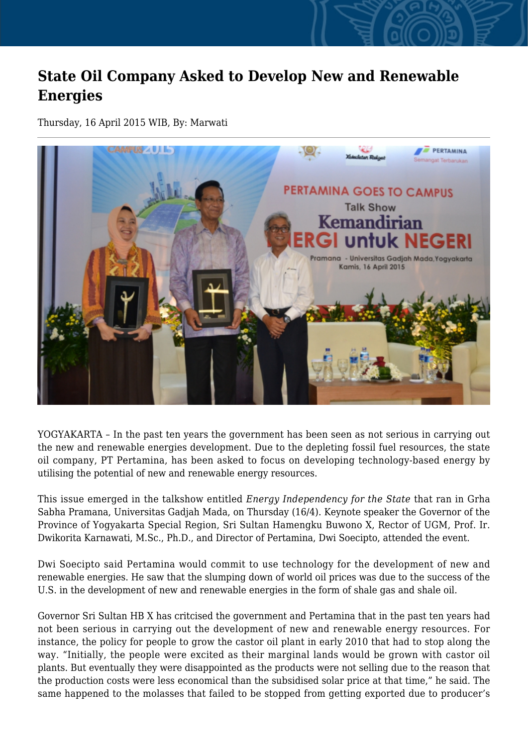# State Oil Company Asked to Develop New and Renewable Energies

Thursday, 16 April 2015 WIB, By: Marwati

YOGYAKARTA – In the past ten years the government has been seen as not serious in carrying out the new and renewable energies development. Due to the depleting fossil fuel resources, the state oil company, PT Pertamina, has been asked to focus on developing technology-based energy by utilising the potential of new and renewable energy resources.

This issue emerged in the talkshow entitled *Energy Independency for the State* that ran in Grha Sabha Pramana, Universitas Gadjah Mada, on Thursday (16/4). Keynote speaker the Governor of the Province of Yogyakarta Special Region, Sri Sultan Hamengku Buwono X, Rector of UGM, Prof. Ir. Dwikorita Karnawati, M.Sc., Ph.D., and Director of Pertamina, Dwi Soecipto, attended the event.

Dwi Soecipto said Pertamina would commit to use technology for the development of new and renewable energies. He saw that the slumping down of world oil prices was due to the success of the U.S. in the development of new and renewable energies in the form of shale gas and shale oil.

Governor Sri Sultan HB X has critcised the government and Pertamina that in the past ten years had not been serious in carrying out the development of new and renewable energy resources. For instance, the policy for people to grow the castor oil plant in early 2010 that had to stop along the way. "Initially, the people were excited as their marginal lands would be grown with castor oil plants. But eventually they were disappointed as the products were not selling due to the reason that the production costs were less economical than the subsidised solar price at that time," he said. The same happened to the molasses that failed to be stopped from getting exported due to producer's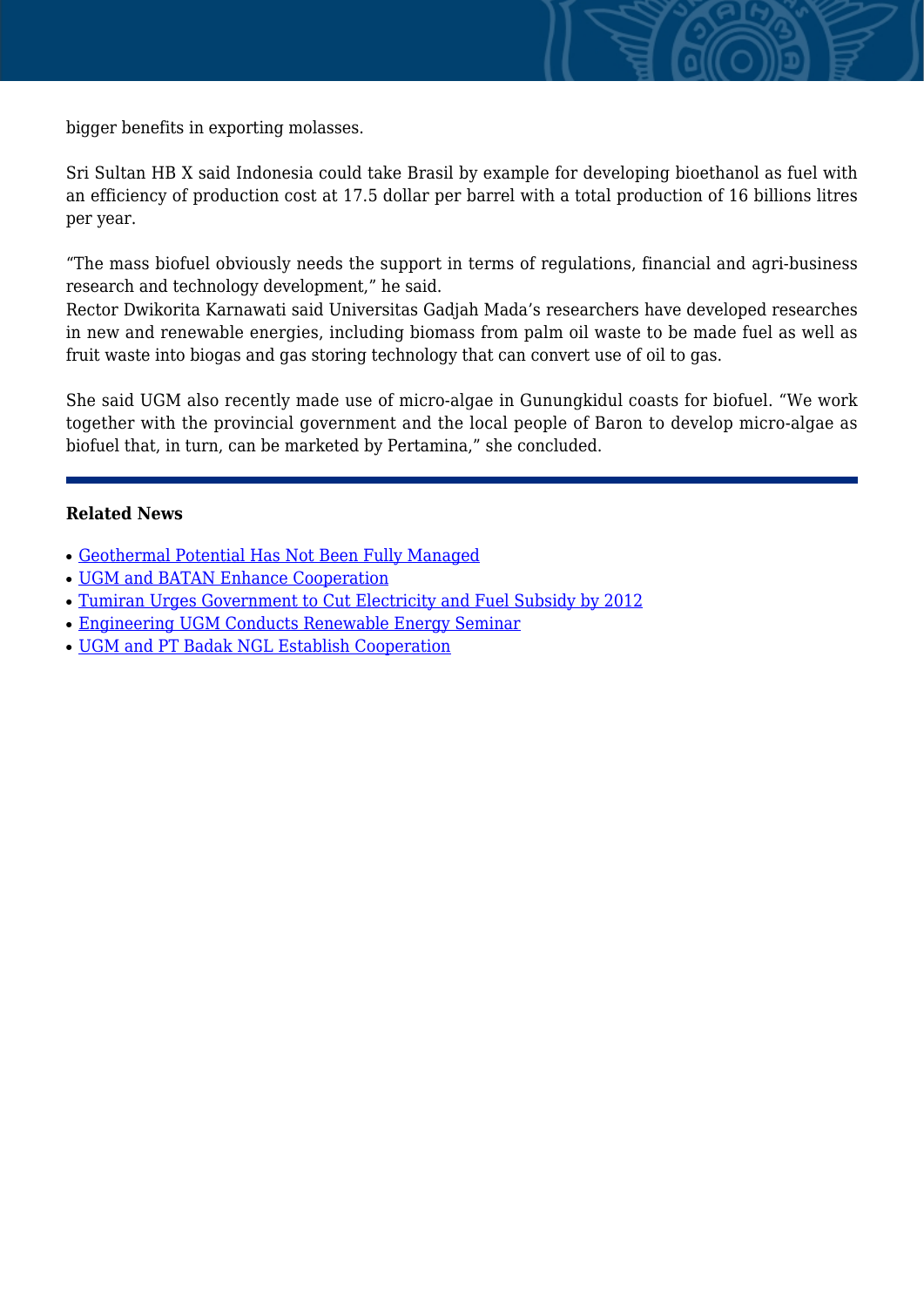bigger benefits in exporting molasses.

Sri Sultan HB X said Indonesia could take Brasil by example for developing bioethanol as fuel with an efficiency of production cost at 17.5 dollar per barrel with a total production of 16 billions litres per year.

"The mass biofuel obviously needs the support in terms of regulations, financial and agri-business research and technology development," he said.
Rector Dwikorita Karnawati said Universitas Gadjah Mada's researchers have developed researches in new and renewable energies, including biomass from palm oil waste to be made fuel as well as fruit waste into biogas and gas storing technology that can convert use of oil to gas.

She said UGM also recently made use of micro-algae in Gunungkidul coasts for biofuel. "We work together with the provincial government and the local people of Baron to develop micro-algae as biofuel that, in turn, can be marketed by Pertamina," she concluded.

---

**Related News**

- Geothermal Potential Has Not Been Fully Managed
- UGM and BATAN Enhance Cooperation
- Tumiran Urges Government to Cut Electricity and Fuel Subsidy by 2012
- Engineering UGM Conducts Renewable Energy Seminar
- UGM and PT Badak NGL Establish Cooperation